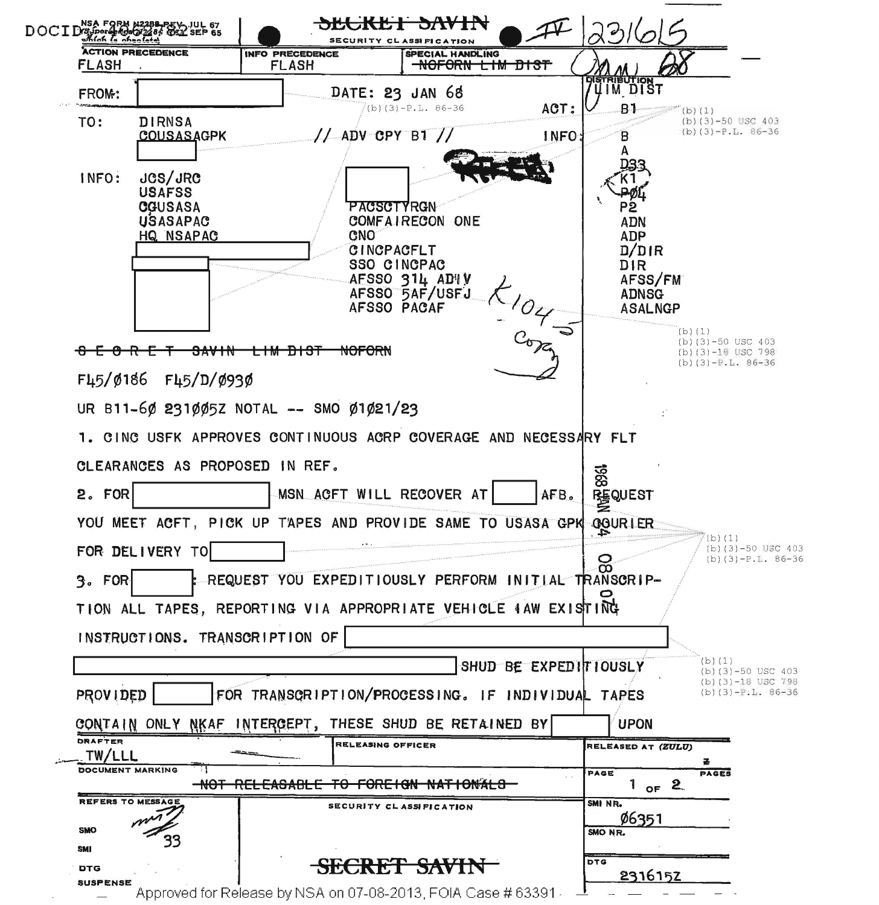DOCID: 

NSA FORM N2288 REV. JUL 67 (Supersedes N2288 SEP 65 which is obsolete)

~~SECRET SAVIN~~

SECURITY CLASSIFICATION

IV 231615 Jan 68

| ACTION PRECEDENCE | INFO PRECEDENCE | SPECIAL HANDLING |
|---|---|---|
| FLASH | FLASH | ~~NOFORN LIM DIST~~ |

FROM: [redacted]

DATE: 23 JAN 68

(b)(3)-P.L. 86-36

TO: DIRNSA
COUSASAGPK
[redacted]

// ADV CPY B1 //

INFO: JCS/JRC
USAFSS
CGUSASA
USASAPAC
HQ NSAPAC
[redacted]
[redacted]
[redacted]
[redacted]
PACSCTYRGN
COMFAIRECON ONE
CNO
CINCPACFLT
SSO CINCPAC
AFSSO 314 AD'IV
AFSSO 5AF/USFJ
AFSSO PACAF

DISTRIBUTION
LIM DIST
ACT: B1
INFO: B
A
D33
K1
~~P04~~
P2
ADN
ADP
D/DIR
DIR
AFSS/FM
ADNSG
ASALNGP

(b)(1)
(b)(3)-50 USC 403
(b)(3)-P.L. 86-36

K104 copy

(b)(1)
(b)(3)-50 USC 403
(b)(3)-18 USC 798
(b)(3)-P.L. 86-36

~~S E C R E T SAVIN LIM DIST NOFORN~~

F45/0186 F45/D/0930

UR B11-60 231005Z NOTAL -- SMO 01021/23

1. CINC USFK APPROVES CONTINUOUS ACRP COVERAGE AND NECESSARY FLT CLEARANCES AS PROPOSED IN REF.

2. FOR [redacted] MSN ACFT WILL RECOVER AT [redacted] AFB. REQUEST YOU MEET ACFT, PICK UP TAPES AND PROVIDE SAME TO USASA GPK COURIER FOR DELIVERY TO [redacted]

(b)(1)
(b)(3)-50 USC 403
(b)(3)-P.L. 86-36

1968 JAN 24 08 07Z

3. FOR [redacted]: REQUEST YOU EXPEDITIOUSLY PERFORM INITIAL TRANSCRIPTION ALL TAPES, REPORTING VIA APPROPRIATE VEHICLE IAW EXISTING INSTRUCTIONS. TRANSCRIPTION OF [redacted] [redacted] SHUD BE EXPEDITIOUSLY PROVIDED [redacted] FOR TRANSCRIPTION/PROCESSING. IF INDIVIDUAL TAPES CONTAIN ONLY NKAF INTERCEPT, THESE SHUD BE RETAINED BY [redacted] UPON

(b)(1)
(b)(3)-50 USC 403
(b)(3)-18 USC 798
(b)(3)-P.L. 86-36

| DRAFTER | RELEASING OFFICER | RELEASED AT (ZULU) |
|---|---|---|
| TW/LLL | | Z |

DOCUMENT MARKING: ~~NOT RELEASABLE TO FOREIGN NATIONALS~~

PAGE 1 OF 2 PAGES

REFERS TO MESSAGE
SMO 33
SMI
DTG
SUSPENSE

SMI NR. 06351
SMO NR.
DTG 231615Z

~~SECRET SAVIN~~

Approved for Release by NSA on 07-08-2013, FOIA Case # 63391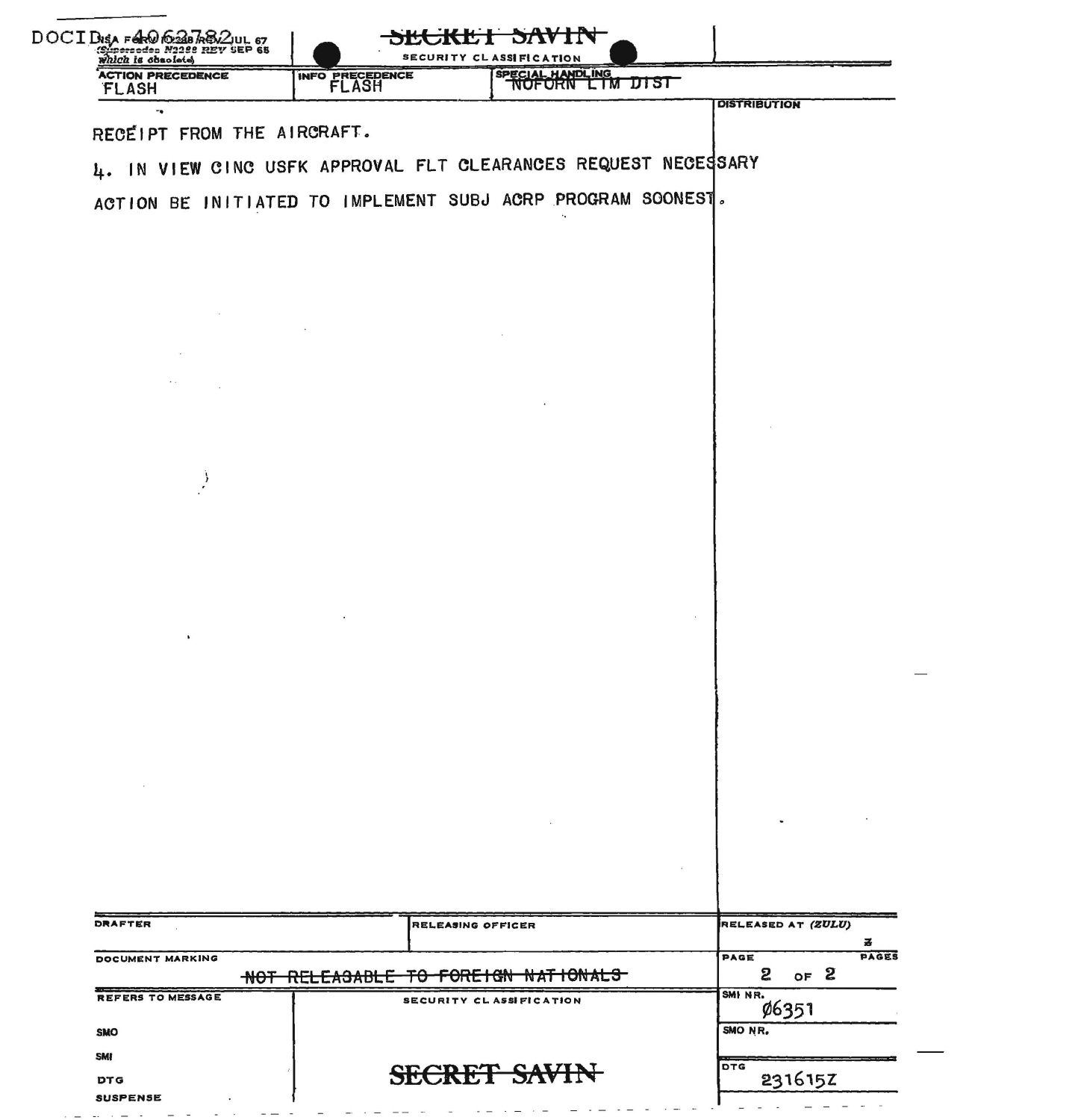DOCID: 4062782

NSA FORM 2288 REV JUL 67 (Supersedes N2288 REV SEP 65 which is obsolete)

~~SECRET SAVIN~~

SECURITY CLASSIFICATION

| ACTION PRECEDENCE | INFO PRECEDENCE | SPECIAL HANDLING |
|---|---|---|
| FLASH | FLASH | ~~NOFORN LTM DIST~~ |

DISTRIBUTION

RECEIPT FROM THE AIRCRAFT.

4. IN VIEW CINC USFK APPROVAL FLT CLEARANCES REQUEST NECESSARY ACTION BE INITIATED TO IMPLEMENT SUBJ ACRP PROGRAM SOONEST.

| DRAFTER | RELEASING OFFICER | RELEASED AT (ZULU) |
|---|---|---|
| | | |

DOCUMENT MARKING: ~~NOT RELEASABLE TO FOREIGN NATIONALS~~

PAGE 2 OF 2 PAGES

REFERS TO MESSAGE

SECURITY CLASSIFICATION

SMO

SMI

DTG

SUSPENSE

SMI NR. Ø6351

SMO NR.

DTG 231615Z

~~SECRET SAVIN~~